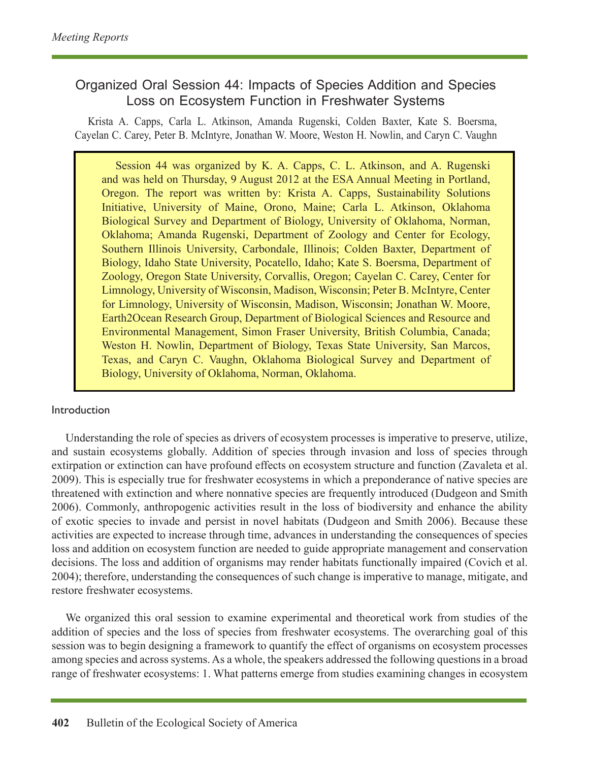# Organized Oral Session 44: Impacts of Species Addition and Species Loss on Ecosystem Function in Freshwater Systems

Krista A. Capps, Carla L. Atkinson, Amanda Rugenski, Colden Baxter, Kate S. Boersma, Cayelan C. Carey, Peter B. McIntyre, Jonathan W. Moore, Weston H. Nowlin, and Caryn C. Vaughn

Session 44 was organized by K. A. Capps, C. L. Atkinson, and A. Rugenski and was held on Thursday, 9 August 2012 at the ESA Annual Meeting in Portland, Oregon. The report was written by: Krista A. Capps, Sustainability Solutions Initiative, University of Maine, Orono, Maine; Carla L. Atkinson, Oklahoma Biological Survey and Department of Biology, University of Oklahoma, Norman, Oklahoma; Amanda Rugenski, Department of Zoology and Center for Ecology, Southern Illinois University, Carbondale, Illinois; Colden Baxter, Department of Biology, Idaho State University, Pocatello, Idaho; Kate S. Boersma, Department of Zoology, Oregon State University, Corvallis, Oregon; Cayelan C. Carey, Center for Limnology, University of Wisconsin, Madison, Wisconsin; Peter B. McIntyre, Center for Limnology, University of Wisconsin, Madison, Wisconsin; Jonathan W. Moore, Earth2Ocean Research Group, Department of Biological Sciences and Resource and Environmental Management, Simon Fraser University, British Columbia, Canada; Weston H. Nowlin, Department of Biology, Texas State University, San Marcos, Texas, and Caryn C. Vaughn, Oklahoma Biological Survey and Department of Biology, University of Oklahoma, Norman, Oklahoma.

## Introduction

Understanding the role of species as drivers of ecosystem processes is imperative to preserve, utilize, and sustain ecosystems globally. Addition of species through invasion and loss of species through extirpation or extinction can have profound effects on ecosystem structure and function (Zavaleta et al. 2009). This is especially true for freshwater ecosystems in which a preponderance of native species are threatened with extinction and where nonnative species are frequently introduced (Dudgeon and Smith 2006). Commonly, anthropogenic activities result in the loss of biodiversity and enhance the ability of exotic species to invade and persist in novel habitats (Dudgeon and Smith 2006). Because these activities are expected to increase through time, advances in understanding the consequences of species loss and addition on ecosystem function are needed to guide appropriate management and conservation decisions. The loss and addition of organisms may render habitats functionally impaired (Covich et al. 2004); therefore, understanding the consequences of such change is imperative to manage, mitigate, and restore freshwater ecosystems.

We organized this oral session to examine experimental and theoretical work from studies of the addition of species and the loss of species from freshwater ecosystems. The overarching goal of this session was to begin designing a framework to quantify the effect of organisms on ecosystem processes among species and across systems. As a whole, the speakers addressed the following questions in a broad range of freshwater ecosystems: 1. What patterns emerge from studies examining changes in ecosystem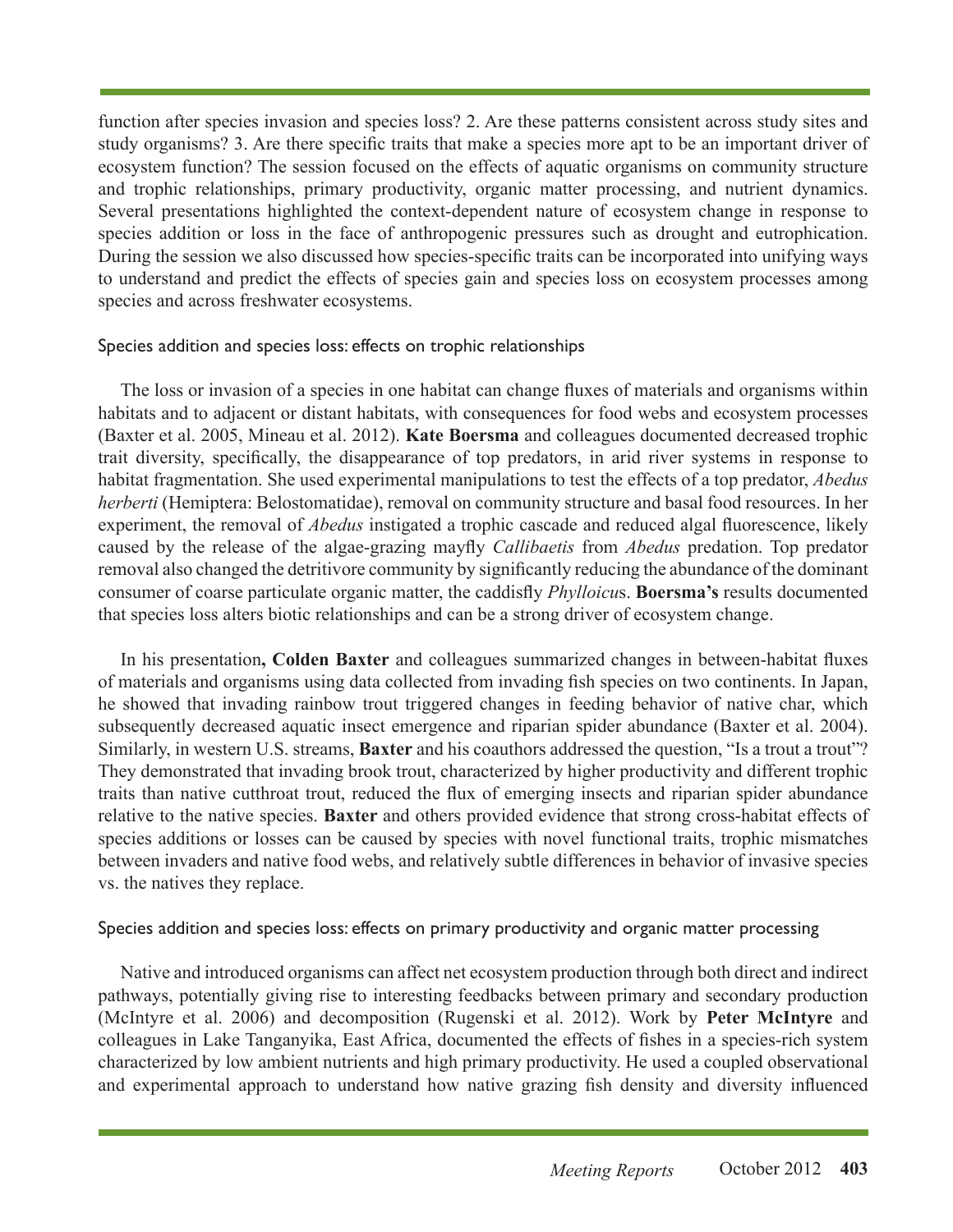function after species invasion and species loss? 2. Are these patterns consistent across study sites and study organisms? 3. Are there specific traits that make a species more apt to be an important driver of ecosystem function? The session focused on the effects of aquatic organisms on community structure and trophic relationships, primary productivity, organic matter processing, and nutrient dynamics. Several presentations highlighted the context-dependent nature of ecosystem change in response to species addition or loss in the face of anthropogenic pressures such as drought and eutrophication. During the session we also discussed how species-specific traits can be incorporated into unifying ways to understand and predict the effects of species gain and species loss on ecosystem processes among species and across freshwater ecosystems.

### Species addition and species loss: effects on trophic relationships

The loss or invasion of a species in one habitat can change fluxes of materials and organisms within habitats and to adjacent or distant habitats, with consequences for food webs and ecosystem processes (Baxter et al. 2005, Mineau et al. 2012). **Kate Boersma** and colleagues documented decreased trophic trait diversity, specifically, the disappearance of top predators, in arid river systems in response to habitat fragmentation. She used experimental manipulations to test the effects of a top predator, *Abedus herberti* (Hemiptera: Belostomatidae), removal on community structure and basal food resources. In her experiment, the removal of *Abedus* instigated a trophic cascade and reduced algal fluorescence, likely caused by the release of the algae-grazing mayfly *Callibaetis* from *Abedus* predation. Top predator removal also changed the detritivore community by significantly reducing the abundance of the dominant consumer of coarse particulate organic matter, the caddisfly *Phylloicus*. **Boersma's** results documented that species loss alters biotic relationships and can be a strong driver of ecosystem change.

In his presentation**, Colden Baxter** and colleagues summarized changes in between-habitat fluxes of materials and organisms using data collected from invading fish species on two continents. In Japan, he showed that invading rainbow trout triggered changes in feeding behavior of native char, which subsequently decreased aquatic insect emergence and riparian spider abundance (Baxter et al. 2004). Similarly, in western U.S. streams, **Baxter** and his coauthors addressed the question, "Is a trout a trout"? They demonstrated that invading brook trout, characterized by higher productivity and different trophic traits than native cutthroat trout, reduced the flux of emerging insects and riparian spider abundance relative to the native species. **Baxter** and others provided evidence that strong cross-habitat effects of species additions or losses can be caused by species with novel functional traits, trophic mismatches between invaders and native food webs, and relatively subtle differences in behavior of invasive species vs. the natives they replace.

### Species addition and species loss: effects on primary productivity and organic matter processing

Native and introduced organisms can affect net ecosystem production through both direct and indirect pathways, potentially giving rise to interesting feedbacks between primary and secondary production (McIntyre et al. 2006) and decomposition (Rugenski et al. 2012). Work by **Peter McIntyre** and colleagues in Lake Tanganyika, East Africa, documented the effects of fishes in a species-rich system characterized by low ambient nutrients and high primary productivity. He used a coupled observational and experimental approach to understand how native grazing fish density and diversity influenced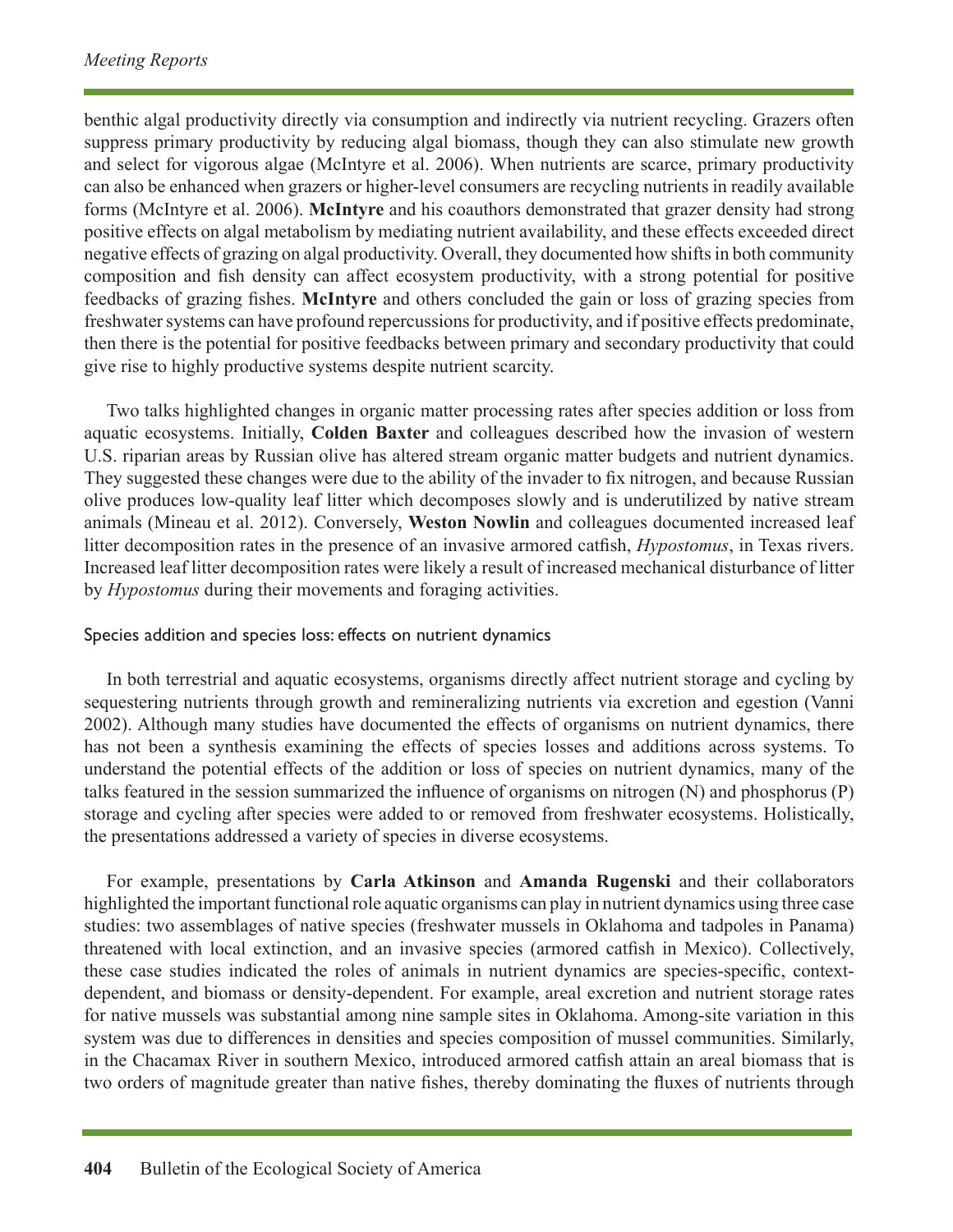benthic algal productivity directly via consumption and indirectly via nutrient recycling. Grazers often suppress primary productivity by reducing algal biomass, though they can also stimulate new growth and select for vigorous algae (McIntyre et al. 2006). When nutrients are scarce, primary productivity can also be enhanced when grazers or higher-level consumers are recycling nutrients in readily available forms (McIntyre et al. 2006). **McIntyre** and his coauthors demonstrated that grazer density had strong positive effects on algal metabolism by mediating nutrient availability, and these effects exceeded direct negative effects of grazing on algal productivity. Overall, they documented how shifts in both community composition and fish density can affect ecosystem productivity, with a strong potential for positive feedbacks of grazing fishes. **McIntyre** and others concluded the gain or loss of grazing species from freshwater systems can have profound repercussions for productivity, and if positive effects predominate, then there is the potential for positive feedbacks between primary and secondary productivity that could give rise to highly productive systems despite nutrient scarcity.

Two talks highlighted changes in organic matter processing rates after species addition or loss from aquatic ecosystems. Initially, **Colden Baxter** and colleagues described how the invasion of western U.S. riparian areas by Russian olive has altered stream organic matter budgets and nutrient dynamics. They suggested these changes were due to the ability of the invader to fix nitrogen, and because Russian olive produces low-quality leaf litter which decomposes slowly and is underutilized by native stream animals (Mineau et al. 2012). Conversely, **Weston Nowlin** and colleagues documented increased leaf litter decomposition rates in the presence of an invasive armored catfish, *Hypostomus*, in Texas rivers. Increased leaf litter decomposition rates were likely a result of increased mechanical disturbance of litter by *Hypostomus* during their movements and foraging activities.

## Species addition and species loss: effects on nutrient dynamics

In both terrestrial and aquatic ecosystems, organisms directly affect nutrient storage and cycling by sequestering nutrients through growth and remineralizing nutrients via excretion and egestion (Vanni 2002). Although many studies have documented the effects of organisms on nutrient dynamics, there has not been a synthesis examining the effects of species losses and additions across systems. To understand the potential effects of the addition or loss of species on nutrient dynamics, many of the talks featured in the session summarized the influence of organisms on nitrogen (N) and phosphorus (P) storage and cycling after species were added to or removed from freshwater ecosystems. Holistically, the presentations addressed a variety of species in diverse ecosystems.

For example, presentations by **Carla Atkinson** and **Amanda Rugenski** and their collaborators highlighted the important functional role aquatic organisms can play in nutrient dynamics using three case studies: two assemblages of native species (freshwater mussels in Oklahoma and tadpoles in Panama) threatened with local extinction, and an invasive species (armored catfish in Mexico). Collectively, these case studies indicated the roles of animals in nutrient dynamics are species-specific, context-dependent, and biomass or density-dependent. For example, areal excretion and nutrient storage rates for native mussels was substantial among nine sample sites in Oklahoma. Among-site variation in this system was due to differences in densities and species composition of mussel communities. Similarly, in the Chacamax River in southern Mexico, introduced armored catfish attain an areal biomass that is two orders of magnitude greater than native fishes, thereby dominating the fluxes of nutrients through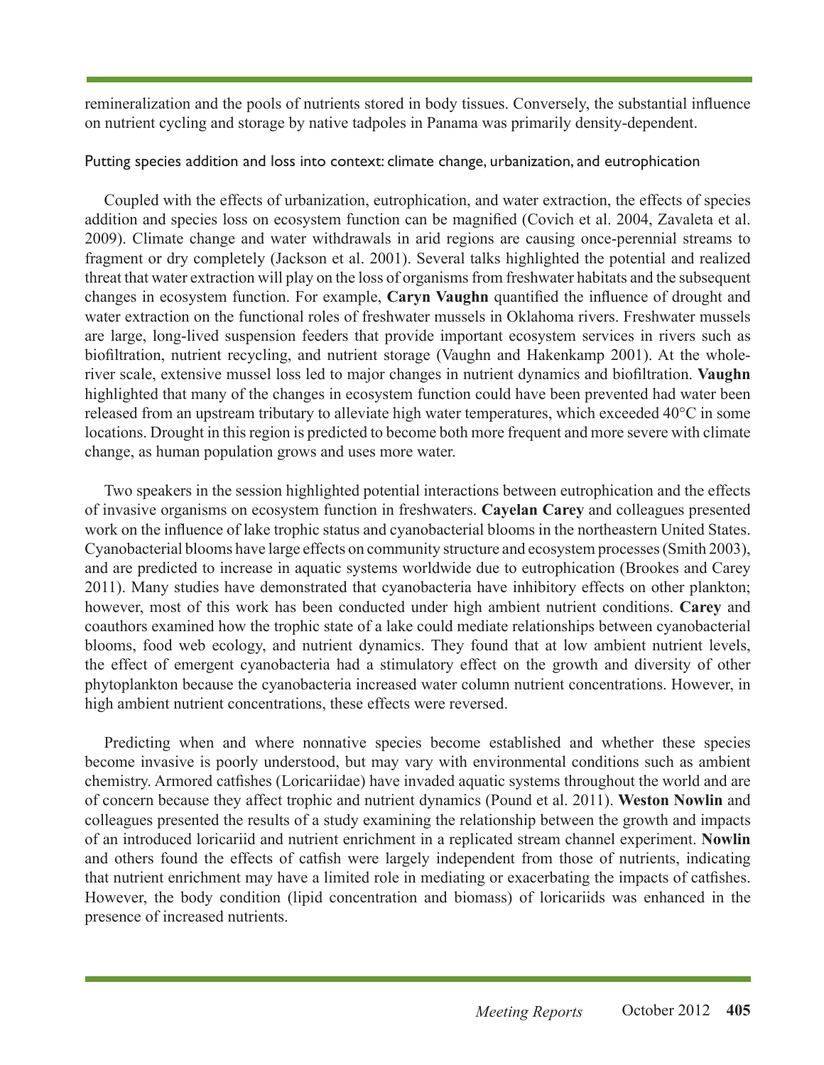remineralization and the pools of nutrients stored in body tissues. Conversely, the substantial influence on nutrient cycling and storage by native tadpoles in Panama was primarily density-dependent.

### Putting species addition and loss into context: climate change, urbanization, and eutrophication

Coupled with the effects of urbanization, eutrophication, and water extraction, the effects of species addition and species loss on ecosystem function can be magnified (Covich et al. 2004, Zavaleta et al. 2009). Climate change and water withdrawals in arid regions are causing once-perennial streams to fragment or dry completely (Jackson et al. 2001). Several talks highlighted the potential and realized threat that water extraction will play on the loss of organisms from freshwater habitats and the subsequent changes in ecosystem function. For example, **Caryn Vaughn** quantified the influence of drought and water extraction on the functional roles of freshwater mussels in Oklahoma rivers. Freshwater mussels are large, long-lived suspension feeders that provide important ecosystem services in rivers such as biofiltration, nutrient recycling, and nutrient storage (Vaughn and Hakenkamp 2001). At the whole-river scale, extensive mussel loss led to major changes in nutrient dynamics and biofiltration. **Vaughn** highlighted that many of the changes in ecosystem function could have been prevented had water been released from an upstream tributary to alleviate high water temperatures, which exceeded 40°C in some locations. Drought in this region is predicted to become both more frequent and more severe with climate change, as human population grows and uses more water.

Two speakers in the session highlighted potential interactions between eutrophication and the effects of invasive organisms on ecosystem function in freshwaters. **Cayelan Carey** and colleagues presented work on the influence of lake trophic status and cyanobacterial blooms in the northeastern United States. Cyanobacterial blooms have large effects on community structure and ecosystem processes (Smith 2003), and are predicted to increase in aquatic systems worldwide due to eutrophication (Brookes and Carey 2011). Many studies have demonstrated that cyanobacteria have inhibitory effects on other plankton; however, most of this work has been conducted under high ambient nutrient conditions. **Carey** and coauthors examined how the trophic state of a lake could mediate relationships between cyanobacterial blooms, food web ecology, and nutrient dynamics. They found that at low ambient nutrient levels, the effect of emergent cyanobacteria had a stimulatory effect on the growth and diversity of other phytoplankton because the cyanobacteria increased water column nutrient concentrations. However, in high ambient nutrient concentrations, these effects were reversed.

Predicting when and where nonnative species become established and whether these species become invasive is poorly understood, but may vary with environmental conditions such as ambient chemistry. Armored catfishes (Loricariidae) have invaded aquatic systems throughout the world and are of concern because they affect trophic and nutrient dynamics (Pound et al. 2011). **Weston Nowlin** and colleagues presented the results of a study examining the relationship between the growth and impacts of an introduced loricariid and nutrient enrichment in a replicated stream channel experiment. **Nowlin** and others found the effects of catfish were largely independent from those of nutrients, indicating that nutrient enrichment may have a limited role in mediating or exacerbating the impacts of catfishes. However, the body condition (lipid concentration and biomass) of loricariids was enhanced in the presence of increased nutrients.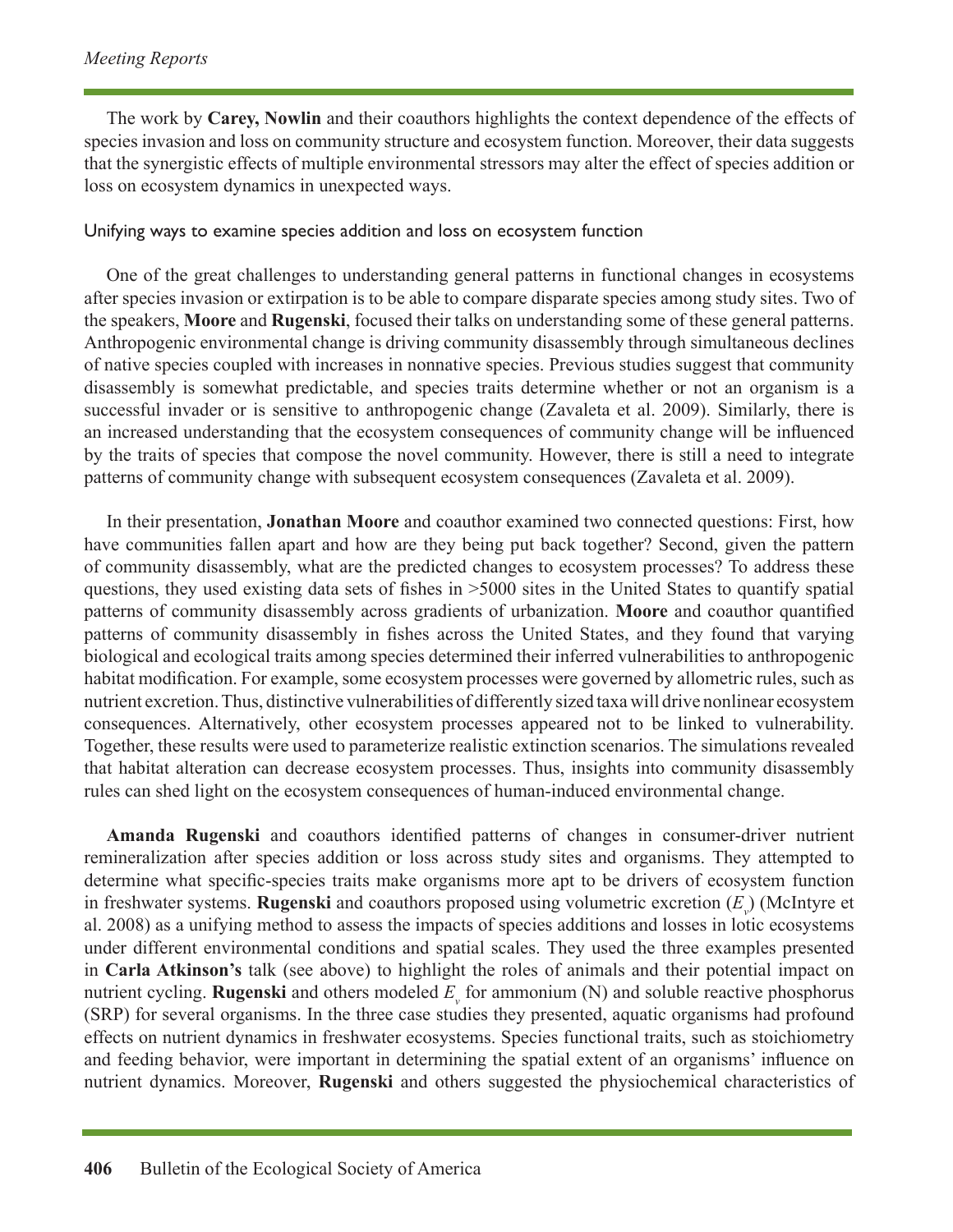The work by **Carey, Nowlin** and their coauthors highlights the context dependence of the effects of species invasion and loss on community structure and ecosystem function. Moreover, their data suggests that the synergistic effects of multiple environmental stressors may alter the effect of species addition or loss on ecosystem dynamics in unexpected ways.

### Unifying ways to examine species addition and loss on ecosystem function

One of the great challenges to understanding general patterns in functional changes in ecosystems after species invasion or extirpation is to be able to compare disparate species among study sites. Two of the speakers, **Moore** and **Rugenski**, focused their talks on understanding some of these general patterns. Anthropogenic environmental change is driving community disassembly through simultaneous declines of native species coupled with increases in nonnative species. Previous studies suggest that community disassembly is somewhat predictable, and species traits determine whether or not an organism is a successful invader or is sensitive to anthropogenic change (Zavaleta et al. 2009). Similarly, there is an increased understanding that the ecosystem consequences of community change will be influenced by the traits of species that compose the novel community. However, there is still a need to integrate patterns of community change with subsequent ecosystem consequences (Zavaleta et al. 2009).

In their presentation, **Jonathan Moore** and coauthor examined two connected questions: First, how have communities fallen apart and how are they being put back together? Second, given the pattern of community disassembly, what are the predicted changes to ecosystem processes? To address these questions, they used existing data sets of fishes in >5000 sites in the United States to quantify spatial patterns of community disassembly across gradients of urbanization. **Moore** and coauthor quantified patterns of community disassembly in fishes across the United States, and they found that varying biological and ecological traits among species determined their inferred vulnerabilities to anthropogenic habitat modification. For example, some ecosystem processes were governed by allometric rules, such as nutrient excretion. Thus, distinctive vulnerabilities of differently sized taxa will drive nonlinear ecosystem consequences. Alternatively, other ecosystem processes appeared not to be linked to vulnerability. Together, these results were used to parameterize realistic extinction scenarios. The simulations revealed that habitat alteration can decrease ecosystem processes. Thus, insights into community disassembly rules can shed light on the ecosystem consequences of human-induced environmental change.

**Amanda Rugenski** and coauthors identified patterns of changes in consumer-driver nutrient remineralization after species addition or loss across study sites and organisms. They attempted to determine what specific-species traits make organisms more apt to be drivers of ecosystem function in freshwater systems. **Rugenski** and coauthors proposed using volumetric excretion ($E_v$) (McIntyre et al. 2008) as a unifying method to assess the impacts of species additions and losses in lotic ecosystems under different environmental conditions and spatial scales. They used the three examples presented in **Carla Atkinson's** talk (see above) to highlight the roles of animals and their potential impact on nutrient cycling. **Rugenski** and others modeled $E_v$ for ammonium (N) and soluble reactive phosphorus (SRP) for several organisms. In the three case studies they presented, aquatic organisms had profound effects on nutrient dynamics in freshwater ecosystems. Species functional traits, such as stoichiometry and feeding behavior, were important in determining the spatial extent of an organisms' influence on nutrient dynamics. Moreover, **Rugenski** and others suggested the physiochemical characteristics of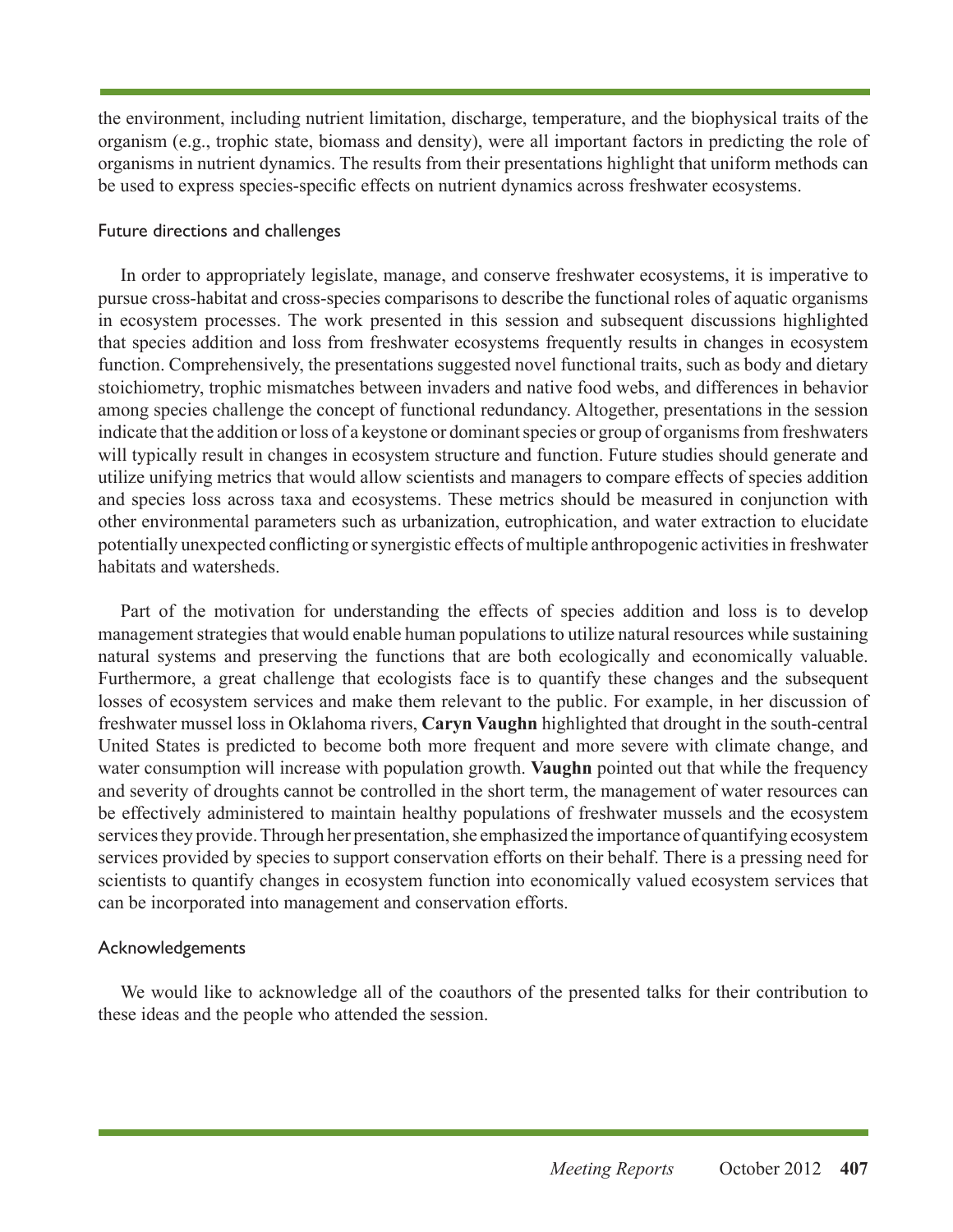the environment, including nutrient limitation, discharge, temperature, and the biophysical traits of the organism (e.g., trophic state, biomass and density), were all important factors in predicting the role of organisms in nutrient dynamics. The results from their presentations highlight that uniform methods can be used to express species-specific effects on nutrient dynamics across freshwater ecosystems.

## Future directions and challenges

In order to appropriately legislate, manage, and conserve freshwater ecosystems, it is imperative to pursue cross-habitat and cross-species comparisons to describe the functional roles of aquatic organisms in ecosystem processes. The work presented in this session and subsequent discussions highlighted that species addition and loss from freshwater ecosystems frequently results in changes in ecosystem function. Comprehensively, the presentations suggested novel functional traits, such as body and dietary stoichiometry, trophic mismatches between invaders and native food webs, and differences in behavior among species challenge the concept of functional redundancy. Altogether, presentations in the session indicate that the addition or loss of a keystone or dominant species or group of organisms from freshwaters will typically result in changes in ecosystem structure and function. Future studies should generate and utilize unifying metrics that would allow scientists and managers to compare effects of species addition and species loss across taxa and ecosystems. These metrics should be measured in conjunction with other environmental parameters such as urbanization, eutrophication, and water extraction to elucidate potentially unexpected conflicting or synergistic effects of multiple anthropogenic activities in freshwater habitats and watersheds.

Part of the motivation for understanding the effects of species addition and loss is to develop management strategies that would enable human populations to utilize natural resources while sustaining natural systems and preserving the functions that are both ecologically and economically valuable. Furthermore, a great challenge that ecologists face is to quantify these changes and the subsequent losses of ecosystem services and make them relevant to the public. For example, in her discussion of freshwater mussel loss in Oklahoma rivers, **Caryn Vaughn** highlighted that drought in the south-central United States is predicted to become both more frequent and more severe with climate change, and water consumption will increase with population growth. **Vaughn** pointed out that while the frequency and severity of droughts cannot be controlled in the short term, the management of water resources can be effectively administered to maintain healthy populations of freshwater mussels and the ecosystem services they provide. Through her presentation, she emphasized the importance of quantifying ecosystem services provided by species to support conservation efforts on their behalf. There is a pressing need for scientists to quantify changes in ecosystem function into economically valued ecosystem services that can be incorporated into management and conservation efforts.

## Acknowledgements

We would like to acknowledge all of the coauthors of the presented talks for their contribution to these ideas and the people who attended the session.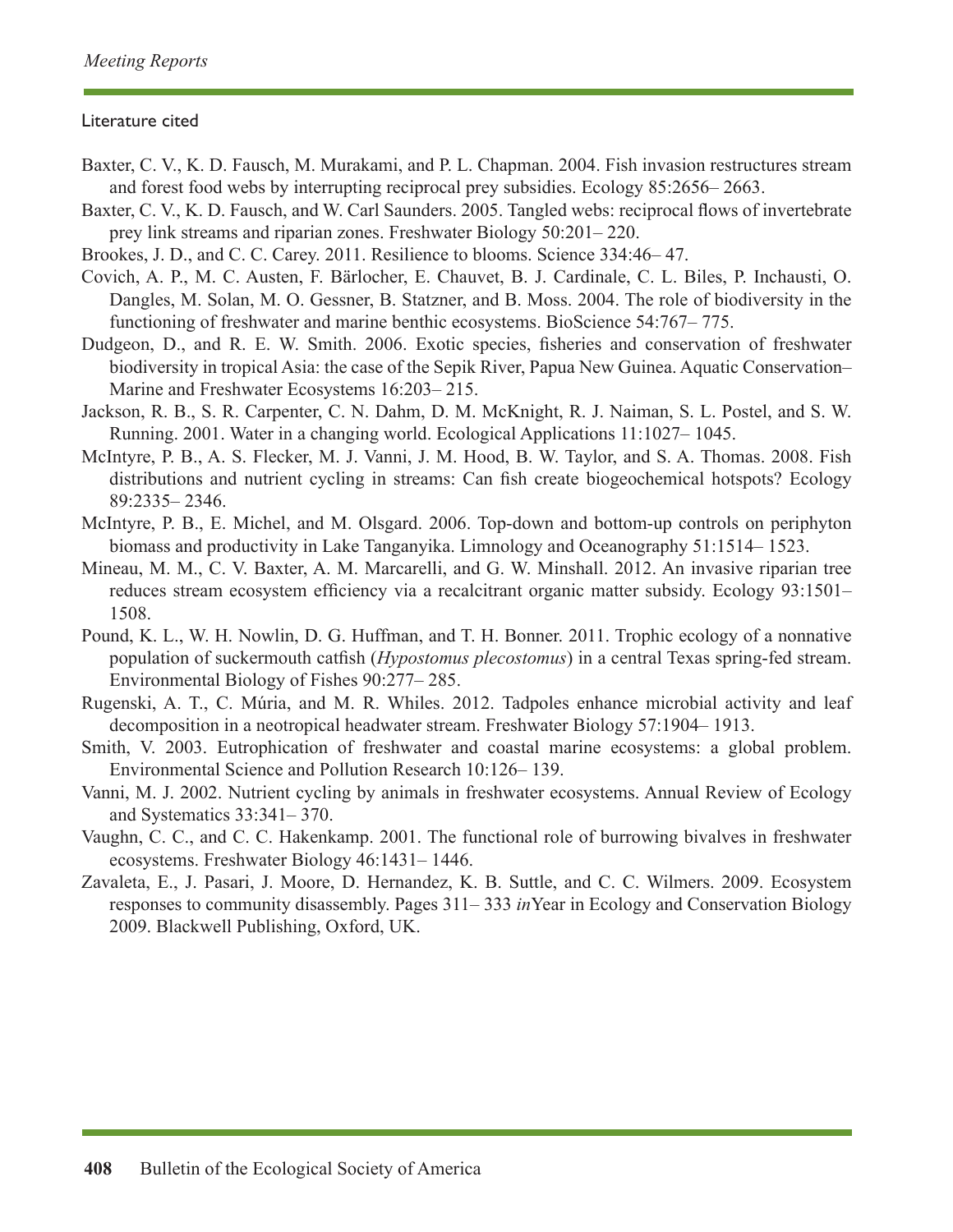## Literature cited

Baxter, C. V., K. D. Fausch, M. Murakami, and P. L. Chapman. 2004. Fish invasion restructures stream and forest food webs by interrupting reciprocal prey subsidies. Ecology 85:2656– 2663.

Baxter, C. V., K. D. Fausch, and W. Carl Saunders. 2005. Tangled webs: reciprocal flows of invertebrate prey link streams and riparian zones. Freshwater Biology 50:201– 220.

Brookes, J. D., and C. C. Carey. 2011. Resilience to blooms. Science 334:46– 47.

Covich, A. P., M. C. Austen, F. Bärlocher, E. Chauvet, B. J. Cardinale, C. L. Biles, P. Inchausti, O. Dangles, M. Solan, M. O. Gessner, B. Statzner, and B. Moss. 2004. The role of biodiversity in the functioning of freshwater and marine benthic ecosystems. BioScience 54:767– 775.

Dudgeon, D., and R. E. W. Smith. 2006. Exotic species, fisheries and conservation of freshwater biodiversity in tropical Asia: the case of the Sepik River, Papua New Guinea. Aquatic Conservation–Marine and Freshwater Ecosystems 16:203– 215.

Jackson, R. B., S. R. Carpenter, C. N. Dahm, D. M. McKnight, R. J. Naiman, S. L. Postel, and S. W. Running. 2001. Water in a changing world. Ecological Applications 11:1027– 1045.

McIntyre, P. B., A. S. Flecker, M. J. Vanni, J. M. Hood, B. W. Taylor, and S. A. Thomas. 2008. Fish distributions and nutrient cycling in streams: Can fish create biogeochemical hotspots? Ecology 89:2335– 2346.

McIntyre, P. B., E. Michel, and M. Olsgard. 2006. Top-down and bottom-up controls on periphyton biomass and productivity in Lake Tanganyika. Limnology and Oceanography 51:1514– 1523.

Mineau, M. M., C. V. Baxter, A. M. Marcarelli, and G. W. Minshall. 2012. An invasive riparian tree reduces stream ecosystem efficiency via a recalcitrant organic matter subsidy. Ecology 93:1501– 1508.

Pound, K. L., W. H. Nowlin, D. G. Huffman, and T. H. Bonner. 2011. Trophic ecology of a nonnative population of suckermouth catfish (*Hypostomus plecostomus*) in a central Texas spring-fed stream. Environmental Biology of Fishes 90:277– 285.

Rugenski, A. T., C. Múria, and M. R. Whiles. 2012. Tadpoles enhance microbial activity and leaf decomposition in a neotropical headwater stream. Freshwater Biology 57:1904– 1913.

Smith, V. 2003. Eutrophication of freshwater and coastal marine ecosystems: a global problem. Environmental Science and Pollution Research 10:126– 139.

Vanni, M. J. 2002. Nutrient cycling by animals in freshwater ecosystems. Annual Review of Ecology and Systematics 33:341– 370.

Vaughn, C. C., and C. C. Hakenkamp. 2001. The functional role of burrowing bivalves in freshwater ecosystems. Freshwater Biology 46:1431– 1446.

Zavaleta, E., J. Pasari, J. Moore, D. Hernandez, K. B. Suttle, and C. C. Wilmers. 2009. Ecosystem responses to community disassembly. Pages 311– 333 *in*Year in Ecology and Conservation Biology 2009. Blackwell Publishing, Oxford, UK.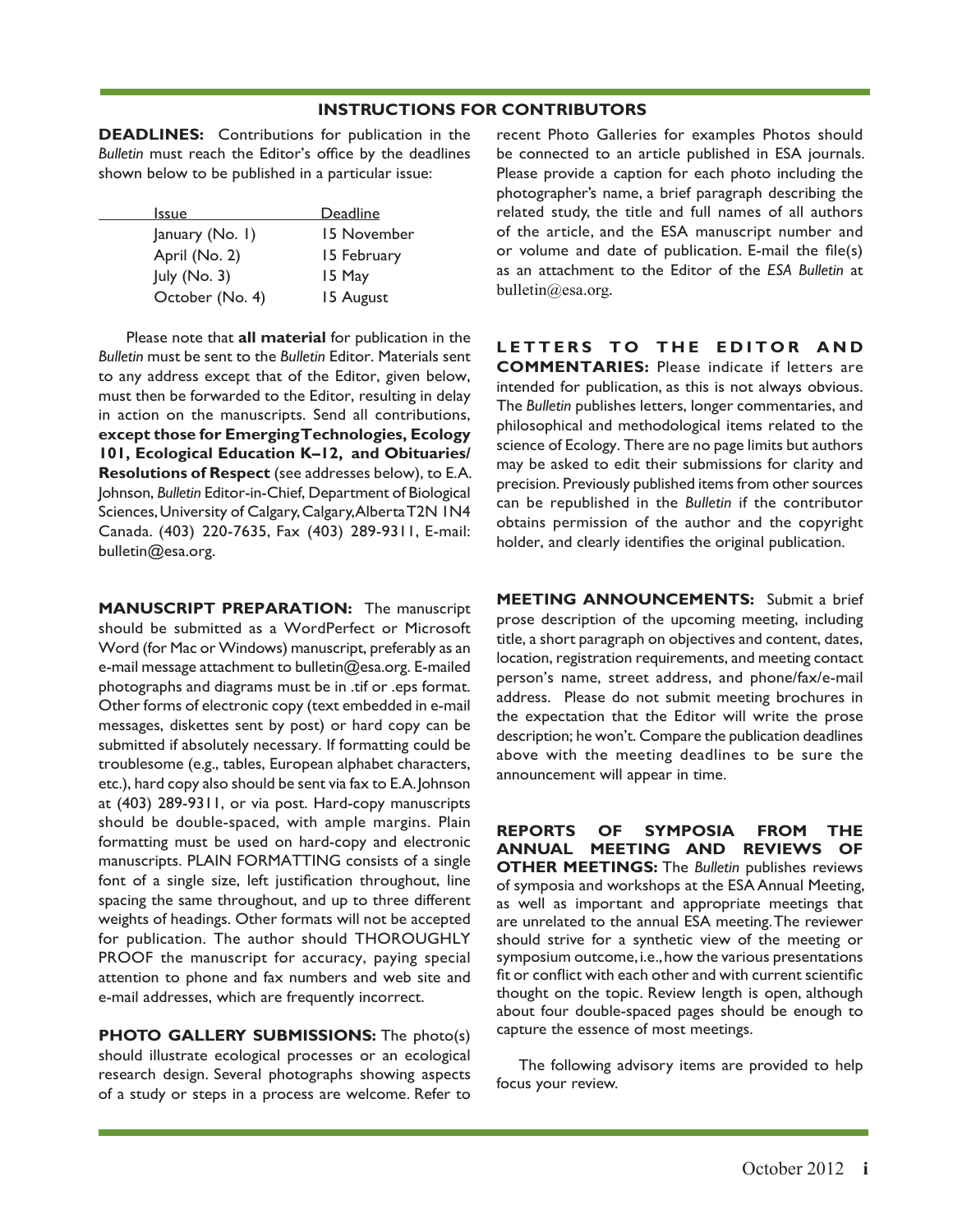## INSTRUCTIONS FOR CONTRIBUTORS

**DEADLINES:** Contributions for publication in the *Bulletin* must reach the Editor's office by the deadlines shown below to be published in a particular issue:

| Issue | Deadline |
|---|---|
| January (No. 1) | 15 November |
| April (No. 2) | 15 February |
| July (No. 3) | 15 May |
| October (No. 4) | 15 August |

Please note that **all material** for publication in the *Bulletin* must be sent to the *Bulletin* Editor. Materials sent to any address except that of the Editor, given below, must then be forwarded to the Editor, resulting in delay in action on the manuscripts. Send all contributions, **except those for Emerging Technologies, Ecology 101, Ecological Education K–12, and Obituaries/Resolutions of Respect** (see addresses below), to E.A. Johnson, *Bulletin* Editor-in-Chief, Department of Biological Sciences, University of Calgary, Calgary, Alberta T2N 1N4 Canada. (403) 220-7635, Fax (403) 289-9311, E-mail: bulletin@esa.org.

**MANUSCRIPT PREPARATION:** The manuscript should be submitted as a WordPerfect or Microsoft Word (for Mac or Windows) manuscript, preferably as an e-mail message attachment to bulletin@esa.org. E-mailed photographs and diagrams must be in .tif or .eps format. Other forms of electronic copy (text embedded in e-mail messages, diskettes sent by post) or hard copy can be submitted if absolutely necessary. If formatting could be troublesome (e.g., tables, European alphabet characters, etc.), hard copy also should be sent via fax to E.A. Johnson at (403) 289-9311, or via post. Hard-copy manuscripts should be double-spaced, with ample margins. Plain formatting must be used on hard-copy and electronic manuscripts. PLAIN FORMATTING consists of a single font of a single size, left justification throughout, line spacing the same throughout, and up to three different weights of headings. Other formats will not be accepted for publication. The author should THOROUGHLY PROOF the manuscript for accuracy, paying special attention to phone and fax numbers and web site and e-mail addresses, which are frequently incorrect.

**PHOTO GALLERY SUBMISSIONS:** The photo(s) should illustrate ecological processes or an ecological research design. Several photographs showing aspects of a study or steps in a process are welcome. Refer to recent Photo Galleries for examples Photos should be connected to an article published in ESA journals. Please provide a caption for each photo including the photographer's name, a brief paragraph describing the related study, the title and full names of all authors of the article, and the ESA manuscript number and or volume and date of publication. E-mail the file(s) as an attachment to the Editor of the *ESA Bulletin* at bulletin@esa.org.

**LETTERS TO THE EDITOR AND COMMENTARIES:** Please indicate if letters are intended for publication, as this is not always obvious. The *Bulletin* publishes letters, longer commentaries, and philosophical and methodological items related to the science of Ecology. There are no page limits but authors may be asked to edit their submissions for clarity and precision. Previously published items from other sources can be republished in the *Bulletin* if the contributor obtains permission of the author and the copyright holder, and clearly identifies the original publication.

**MEETING ANNOUNCEMENTS:** Submit a brief prose description of the upcoming meeting, including title, a short paragraph on objectives and content, dates, location, registration requirements, and meeting contact person's name, street address, and phone/fax/e-mail address. Please do not submit meeting brochures in the expectation that the Editor will write the prose description; he won't. Compare the publication deadlines above with the meeting deadlines to be sure the announcement will appear in time.

**REPORTS OF SYMPOSIA FROM THE ANNUAL MEETING AND REVIEWS OF OTHER MEETINGS:** The *Bulletin* publishes reviews of symposia and workshops at the ESA Annual Meeting, as well as important and appropriate meetings that are unrelated to the annual ESA meeting. The reviewer should strive for a synthetic view of the meeting or symposium outcome, i.e., how the various presentations fit or conflict with each other and with current scientific thought on the topic. Review length is open, although about four double-spaced pages should be enough to capture the essence of most meetings.

The following advisory items are provided to help focus your review.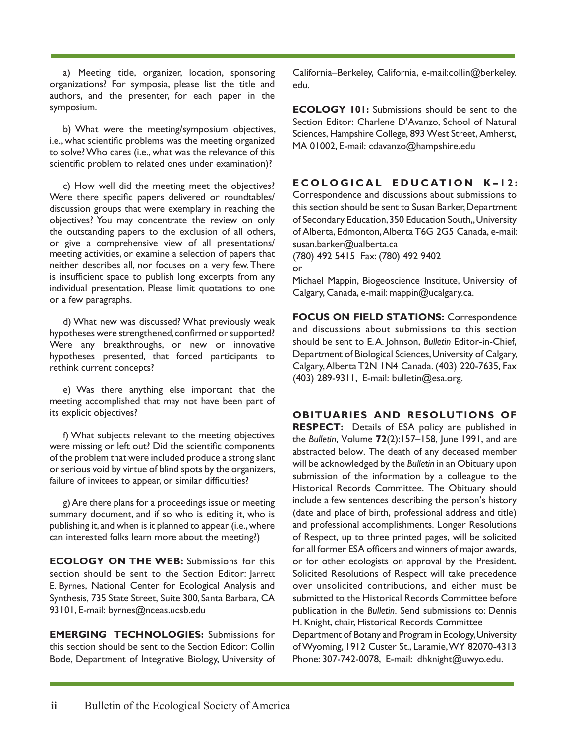a) Meeting title, organizer, location, sponsoring organizations? For symposia, please list the title and authors, and the presenter, for each paper in the symposium.

b) What were the meeting/symposium objectives, i.e., what scientific problems was the meeting organized to solve? Who cares (i.e., what was the relevance of this scientific problem to related ones under examination)?

c) How well did the meeting meet the objectives? Were there specific papers delivered or roundtables/discussion groups that were exemplary in reaching the objectives? You may concentrate the review on only the outstanding papers to the exclusion of all others, or give a comprehensive view of all presentations/meeting activities, or examine a selection of papers that neither describes all, nor focuses on a very few. There is insufficient space to publish long excerpts from any individual presentation. Please limit quotations to one or a few paragraphs.

d) What new was discussed? What previously weak hypotheses were strengthened, confirmed or supported? Were any breakthroughs, or new or innovative hypotheses presented, that forced participants to rethink current concepts?

e) Was there anything else important that the meeting accomplished that may not have been part of its explicit objectives?

f) What subjects relevant to the meeting objectives were missing or left out? Did the scientific components of the problem that were included produce a strong slant or serious void by virtue of blind spots by the organizers, failure of invitees to appear, or similar difficulties?

g) Are there plans for a proceedings issue or meeting summary document, and if so who is editing it, who is publishing it, and when is it planned to appear (i.e., where can interested folks learn more about the meeting?)

**ECOLOGY ON THE WEB:** Submissions for this section should be sent to the Section Editor: Jarrett E. Byrnes, National Center for Ecological Analysis and Synthesis, 735 State Street, Suite 300, Santa Barbara, CA 93101, E-mail: byrnes@nceas.ucsb.edu

**EMERGING TECHNOLOGIES:** Submissions for this section should be sent to the Section Editor: Collin Bode, Department of Integrative Biology, University of California–Berkeley, California, e-mail:collin@berkeley.edu.

**ECOLOGY 101:** Submissions should be sent to the Section Editor: Charlene D'Avanzo, School of Natural Sciences, Hampshire College, 893 West Street, Amherst, MA 01002, E-mail: cdavanzo@hampshire.edu

**ECOLOGICAL EDUCATION K–12:** Correspondence and discussions about submissions to this section should be sent to Susan Barker, Department of Secondary Education, 350 Education South,, University of Alberta, Edmonton, Alberta T6G 2G5 Canada, e-mail: susan.barker@ualberta.ca
(780) 492 5415 Fax: (780) 492 9402
or
Michael Mappin, Biogeoscience Institute, University of Calgary, Canada, e-mail: mappin@ucalgary.ca.

**FOCUS ON FIELD STATIONS:** Correspondence and discussions about submissions to this section should be sent to E. A. Johnson, *Bulletin* Editor-in-Chief, Department of Biological Sciences, University of Calgary, Calgary, Alberta T2N 1N4 Canada. (403) 220-7635, Fax (403) 289-9311, E-mail: bulletin@esa.org.

**OBITUARIES AND RESOLUTIONS OF RESPECT:** Details of ESA policy are published in the *Bulletin*, Volume **72**(2):157–158, June 1991, and are abstracted below. The death of any deceased member will be acknowledged by the *Bulletin* in an Obituary upon submission of the information by a colleague to the Historical Records Committee. The Obituary should include a few sentences describing the person's history (date and place of birth, professional address and title) and professional accomplishments. Longer Resolutions of Respect, up to three printed pages, will be solicited for all former ESA officers and winners of major awards, or for other ecologists on approval by the President. Solicited Resolutions of Respect will take precedence over unsolicited contributions, and either must be submitted to the Historical Records Committee before publication in the *Bulletin*. Send submissions to: Dennis H. Knight, chair, Historical Records Committee
Department of Botany and Program in Ecology, University of Wyoming, 1912 Custer St., Laramie, WY 82070-4313
Phone: 307-742-0078, E-mail: dhknight@uwyo.edu.